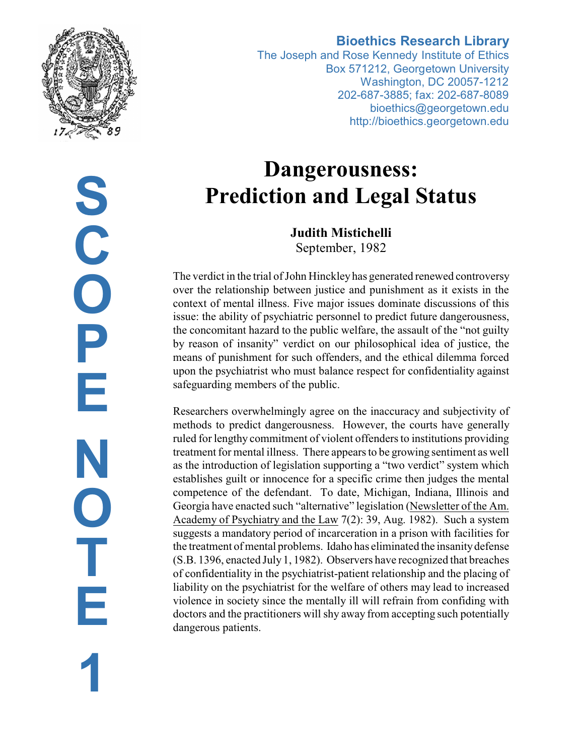**Bioethics Research Library**
The Joseph and Rose Kennedy Institute of Ethics
Box 571212, Georgetown University
Washington, DC 20057-1212
202-687-3885; fax: 202-687-8089
bioethics@georgetown.edu
http://bioethics.georgetown.edu

SCOPE NOTE 1

# Dangerousness: Prediction and Legal Status

**Judith Mistichelli**
September, 1982

The verdict in the trial of John Hinckley has generated renewed controversy over the relationship between justice and punishment as it exists in the context of mental illness. Five major issues dominate discussions of this issue: the ability of psychiatric personnel to predict future dangerousness, the concomitant hazard to the public welfare, the assault of the "not guilty by reason of insanity" verdict on our philosophical idea of justice, the means of punishment for such offenders, and the ethical dilemma forced upon the psychiatrist who must balance respect for confidentiality against safeguarding members of the public.

Researchers overwhelmingly agree on the inaccuracy and subjectivity of methods to predict dangerousness. However, the courts have generally ruled for lengthy commitment of violent offenders to institutions providing treatment for mental illness. There appears to be growing sentiment as well as the introduction of legislation supporting a "two verdict" system which establishes guilt or innocence for a specific crime then judges the mental competence of the defendant. To date, Michigan, Indiana, Illinois and Georgia have enacted such "alternative" legislation (Newsletter of the Am. Academy of Psychiatry and the Law 7(2): 39, Aug. 1982). Such a system suggests a mandatory period of incarceration in a prison with facilities for the treatment of mental problems. Idaho has eliminated the insanity defense (S.B. 1396, enacted July 1, 1982). Observers have recognized that breaches of confidentiality in the psychiatrist-patient relationship and the placing of liability on the psychiatrist for the welfare of others may lead to increased violence in society since the mentally ill will refrain from confiding with doctors and the practitioners will shy away from accepting such potentially dangerous patients.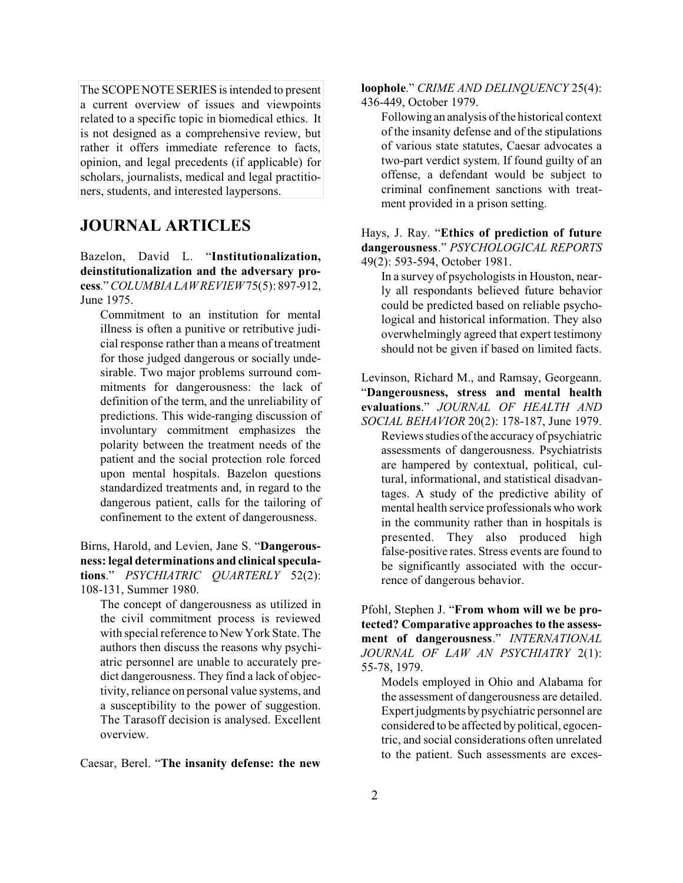The SCOPE NOTE SERIES is intended to present a current overview of issues and viewpoints related to a specific topic in biomedical ethics. It is not designed as a comprehensive review, but rather it offers immediate reference to facts, opinion, and legal precedents (if applicable) for scholars, journalists, medical and legal practitioners, students, and interested laypersons.

## JOURNAL ARTICLES

Bazelon, David L. "**Institutionalization, deinstitutionalization and the adversary process**." *COLUMBIA LAW REVIEW* 75(5): 897-912, June 1975.

Commitment to an institution for mental illness is often a punitive or retributive judicial response rather than a means of treatment for those judged dangerous or socially undesirable. Two major problems surround commitments for dangerousness: the lack of definition of the term, and the unreliability of predictions. This wide-ranging discussion of involuntary commitment emphasizes the polarity between the treatment needs of the patient and the social protection role forced upon mental hospitals. Bazelon questions standardized treatments and, in regard to the dangerous patient, calls for the tailoring of confinement to the extent of dangerousness.

Birns, Harold, and Levien, Jane S. "**Dangerousness: legal determinations and clinical speculations**." *PSYCHIATRIC QUARTERLY* 52(2): 108-131, Summer 1980.

The concept of dangerousness as utilized in the civil commitment process is reviewed with special reference to New York State. The authors then discuss the reasons why psychiatric personnel are unable to accurately predict dangerousness. They find a lack of objectivity, reliance on personal value systems, and a susceptibility to the power of suggestion. The Tarasoff decision is analysed. Excellent overview.

Caesar, Berel. "**The insanity defense: the new loophole**." *CRIME AND DELINQUENCY* 25(4): 436-449, October 1979.

Following an analysis of the historical context of the insanity defense and of the stipulations of various state statutes, Caesar advocates a two-part verdict system. If found guilty of an offense, a defendant would be subject to criminal confinement sanctions with treatment provided in a prison setting.

Hays, J. Ray. "**Ethics of prediction of future dangerousness**." *PSYCHOLOGICAL REPORTS* 49(2): 593-594, October 1981.

In a survey of psychologists in Houston, nearly all respondants believed future behavior could be predicted based on reliable psychological and historical information. They also overwhelmingly agreed that expert testimony should not be given if based on limited facts.

Levinson, Richard M., and Ramsay, Georgeann. "**Dangerousness, stress and mental health evaluations**." *JOURNAL OF HEALTH AND SOCIAL BEHAVIOR* 20(2): 178-187, June 1979.

Reviews studies of the accuracy of psychiatric assessments of dangerousness. Psychiatrists are hampered by contextual, political, cultural, informational, and statistical disadvantages. A study of the predictive ability of mental health service professionals who work in the community rather than in hospitals is presented. They also produced high false-positive rates. Stress events are found to be significantly associated with the occurrence of dangerous behavior.

Pfohl, Stephen J. "**From whom will we be protected? Comparative approaches to the assessment of dangerousness**." *INTERNATIONAL JOURNAL OF LAW AN PSYCHIATRY* 2(1): 55-78, 1979.

Models employed in Ohio and Alabama for the assessment of dangerousness are detailed. Expert judgments by psychiatric personnel are considered to be affected by political, egocentric, and social considerations often unrelated to the patient. Such assessments are exces-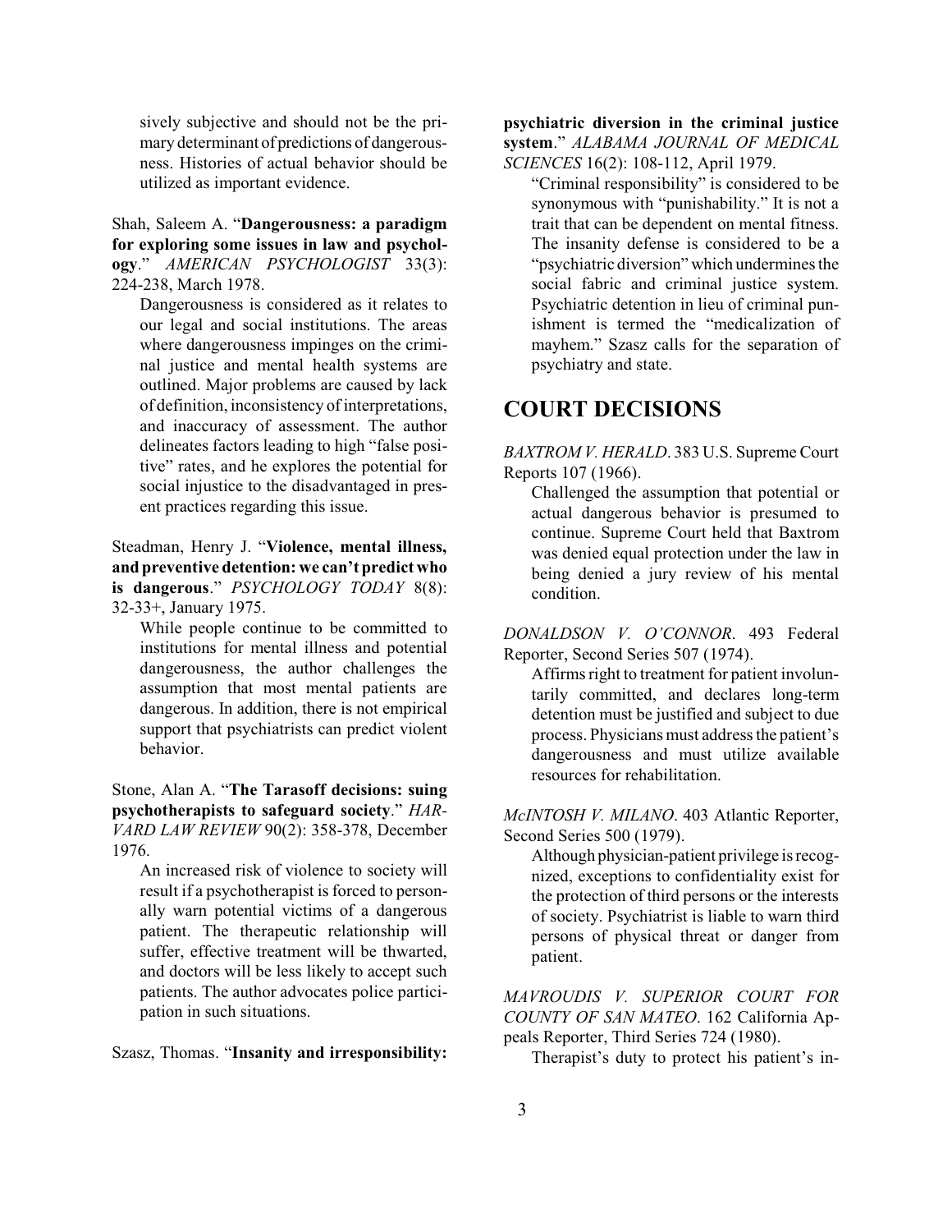sively subjective and should not be the primary determinant of predictions of dangerousness. Histories of actual behavior should be utilized as important evidence.

Shah, Saleem A. "**Dangerousness: a paradigm for exploring some issues in law and psychology**." *AMERICAN PSYCHOLOGIST* 33(3): 224-238, March 1978.

Dangerousness is considered as it relates to our legal and social institutions. The areas where dangerousness impinges on the criminal justice and mental health systems are outlined. Major problems are caused by lack of definition, inconsistency of interpretations, and inaccuracy of assessment. The author delineates factors leading to high "false positive" rates, and he explores the potential for social injustice to the disadvantaged in present practices regarding this issue.

Steadman, Henry J. "**Violence, mental illness, and preventive detention: we can't predict who is dangerous**." *PSYCHOLOGY TODAY* 8(8): 32-33+, January 1975.

While people continue to be committed to institutions for mental illness and potential dangerousness, the author challenges the assumption that most mental patients are dangerous. In addition, there is not empirical support that psychiatrists can predict violent behavior.

Stone, Alan A. "**The Tarasoff decisions: suing psychotherapists to safeguard society**." *HARVARD LAW REVIEW* 90(2): 358-378, December 1976.

An increased risk of violence to society will result if a psychotherapist is forced to personally warn potential victims of a dangerous patient. The therapeutic relationship will suffer, effective treatment will be thwarted, and doctors will be less likely to accept such patients. The author advocates police participation in such situations.

Szasz, Thomas. "**Insanity and irresponsibility: psychiatric diversion in the criminal justice system**." *ALABAMA JOURNAL OF MEDICAL SCIENCES* 16(2): 108-112, April 1979.

"Criminal responsibility" is considered to be synonymous with "punishability." It is not a trait that can be dependent on mental fitness. The insanity defense is considered to be a "psychiatric diversion" which undermines the social fabric and criminal justice system. Psychiatric detention in lieu of criminal punishment is termed the "medicalization of mayhem." Szasz calls for the separation of psychiatry and state.

## COURT DECISIONS

*BAXTROM V. HERALD*. 383 U.S. Supreme Court Reports 107 (1966).

Challenged the assumption that potential or actual dangerous behavior is presumed to continue. Supreme Court held that Baxtrom was denied equal protection under the law in being denied a jury review of his mental condition.

*DONALDSON V. O'CONNOR*. 493 Federal Reporter, Second Series 507 (1974).

Affirms right to treatment for patient involuntarily committed, and declares long-term detention must be justified and subject to due process. Physicians must address the patient's dangerousness and must utilize available resources for rehabilitation.

*McINTOSH V. MILANO*. 403 Atlantic Reporter, Second Series 500 (1979).

Although physician-patient privilege is recognized, exceptions to confidentiality exist for the protection of third persons or the interests of society. Psychiatrist is liable to warn third persons of physical threat or danger from patient.

*MAVROUDIS V. SUPERIOR COURT FOR COUNTY OF SAN MATEO*. 162 California Appeals Reporter, Third Series 724 (1980).

Therapist's duty to protect his patient's in-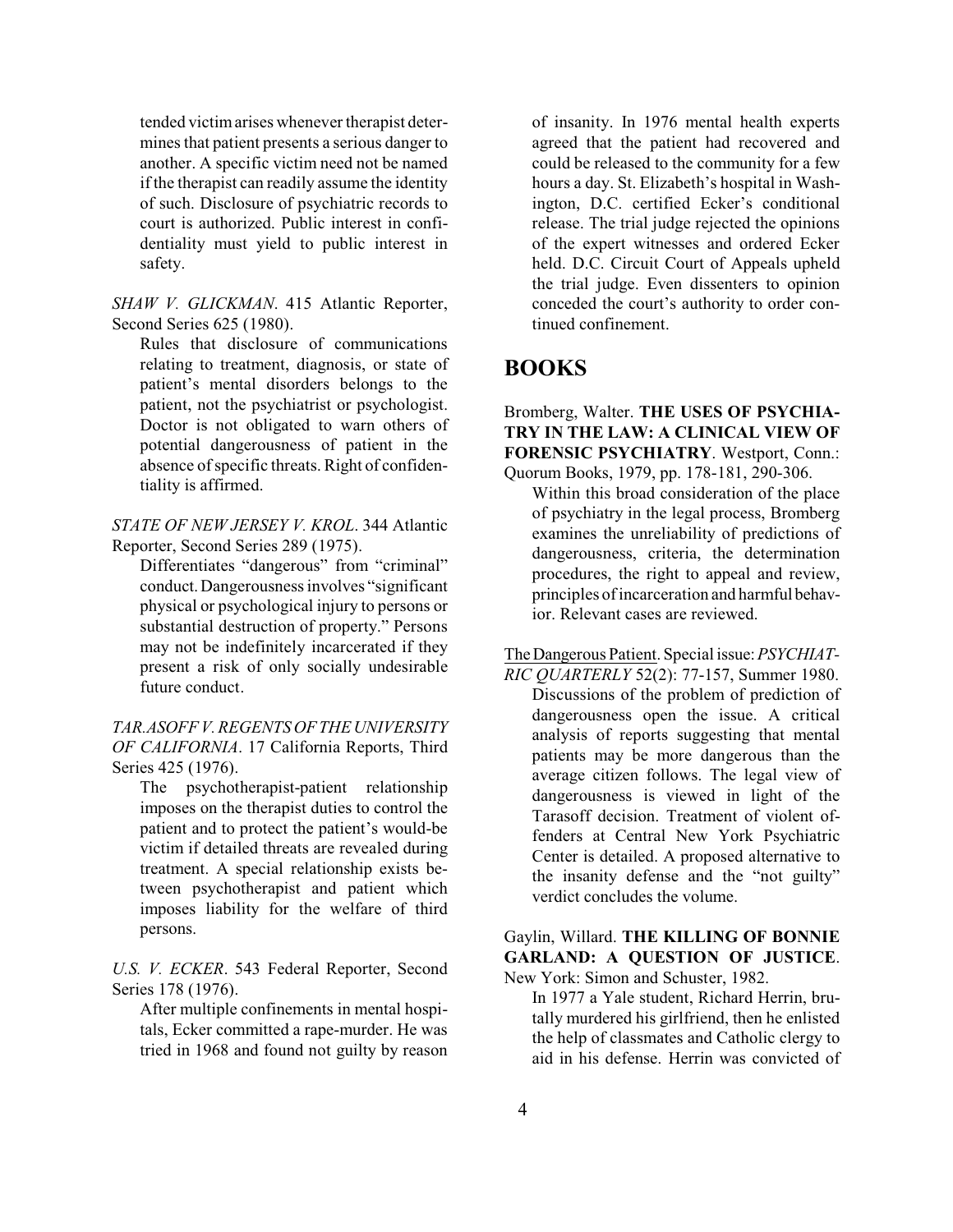tended victim arises whenever therapist determines that patient presents a serious danger to another. A specific victim need not be named if the therapist can readily assume the identity of such. Disclosure of psychiatric records to court is authorized. Public interest in confidentiality must yield to public interest in safety.

*SHAW V. GLICKMAN*. 415 Atlantic Reporter, Second Series 625 (1980).

Rules that disclosure of communications relating to treatment, diagnosis, or state of patient's mental disorders belongs to the patient, not the psychiatrist or psychologist. Doctor is not obligated to warn others of potential dangerousness of patient in the absence of specific threats. Right of confidentiality is affirmed.

*STATE OF NEW JERSEY V. KROL*. 344 Atlantic Reporter, Second Series 289 (1975).

Differentiates "dangerous" from "criminal" conduct. Dangerousness involves "significant physical or psychological injury to persons or substantial destruction of property." Persons may not be indefinitely incarcerated if they present a risk of only socially undesirable future conduct.

*TAR.ASOFF V. REGENTS OF THE UNIVERSITY OF CALIFORNIA*. 17 California Reports, Third Series 425 (1976).

The psychotherapist-patient relationship imposes on the therapist duties to control the patient and to protect the patient's would-be victim if detailed threats are revealed during treatment. A special relationship exists between psychotherapist and patient which imposes liability for the welfare of third persons.

*U.S. V. ECKER*. 543 Federal Reporter, Second Series 178 (1976).

After multiple confinements in mental hospitals, Ecker committed a rape-murder. He was tried in 1968 and found not guilty by reason of insanity. In 1976 mental health experts agreed that the patient had recovered and could be released to the community for a few hours a day. St. Elizabeth's hospital in Washington, D.C. certified Ecker's conditional release. The trial judge rejected the opinions of the expert witnesses and ordered Ecker held. D.C. Circuit Court of Appeals upheld the trial judge. Even dissenters to opinion conceded the court's authority to order continued confinement.

## BOOKS

Bromberg, Walter. **THE USES OF PSYCHIATRY IN THE LAW: A CLINICAL VIEW OF FORENSIC PSYCHIATRY**. Westport, Conn.: Quorum Books, 1979, pp. 178-181, 290-306.

Within this broad consideration of the place of psychiatry in the legal process, Bromberg examines the unreliability of predictions of dangerousness, criteria, the determination procedures, the right to appeal and review, principles of incarceration and harmful behavior. Relevant cases are reviewed.

The Dangerous Patient. Special issue: *PSYCHIATRIC QUARTERLY* 52(2): 77-157, Summer 1980.

Discussions of the problem of prediction of dangerousness open the issue. A critical analysis of reports suggesting that mental patients may be more dangerous than the average citizen follows. The legal view of dangerousness is viewed in light of the Tarasoff decision. Treatment of violent offenders at Central New York Psychiatric Center is detailed. A proposed alternative to the insanity defense and the "not guilty" verdict concludes the volume.

Gaylin, Willard. **THE KILLING OF BONNIE GARLAND: A QUESTION OF JUSTICE**. New York: Simon and Schuster, 1982.

In 1977 a Yale student, Richard Herrin, brutally murdered his girlfriend, then he enlisted the help of classmates and Catholic clergy to aid in his defense. Herrin was convicted of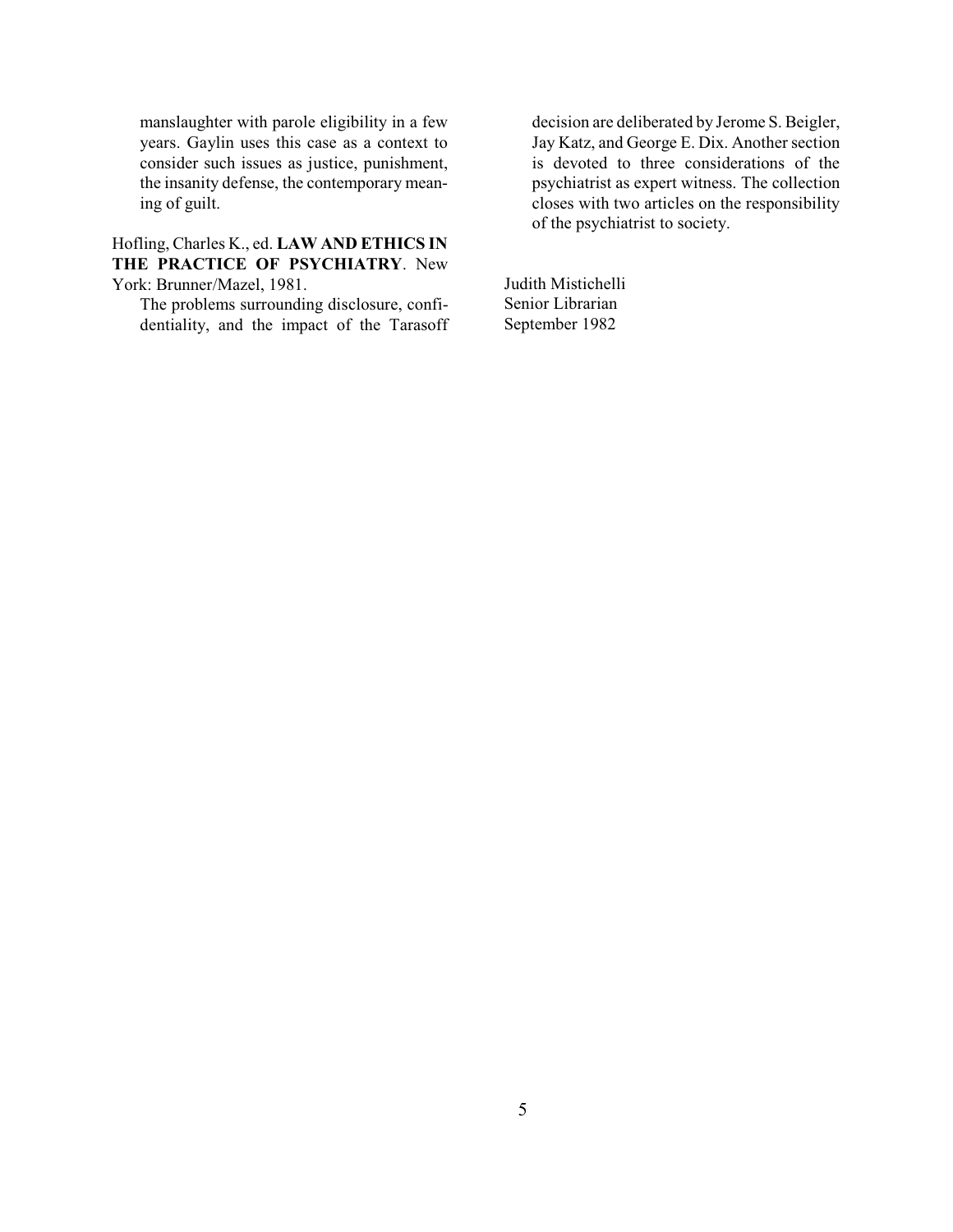manslaughter with parole eligibility in a few years. Gaylin uses this case as a context to consider such issues as justice, punishment, the insanity defense, the contemporary meaning of guilt.

Hofling, Charles K., ed. **LAW AND ETHICS IN THE PRACTICE OF PSYCHIATRY**. New York: Brunner/Mazel, 1981.

The problems surrounding disclosure, confidentiality, and the impact of the Tarasoff decision are deliberated by Jerome S. Beigler, Jay Katz, and George E. Dix. Another section is devoted to three considerations of the psychiatrist as expert witness. The collection closes with two articles on the responsibility of the psychiatrist to society.

Judith Mistichelli
Senior Librarian
September 1982